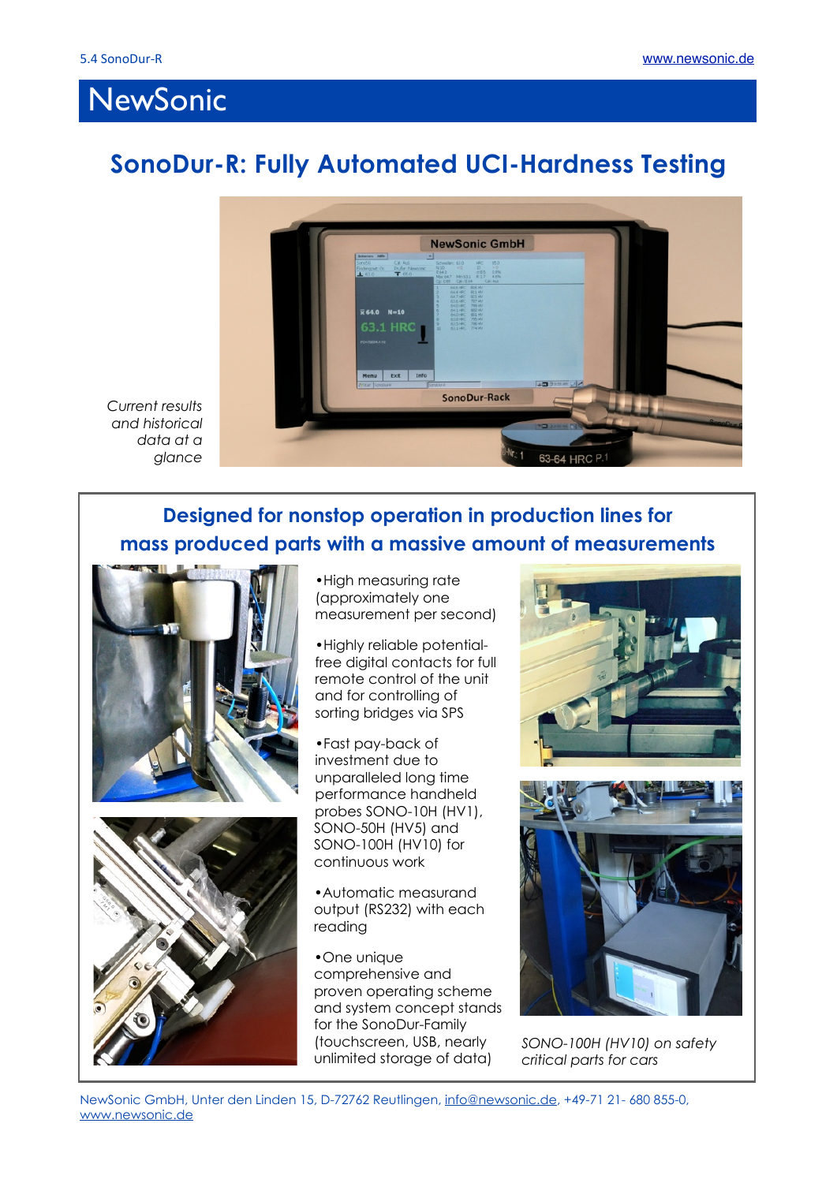# NewSonic

## SonoDur-R: Fully Automated UCI-Hardness Testing

*Current results and historical data at a glance*

### Designed for nonstop operation in production lines for mass produced parts with a massive amount of measurements

- High measuring rate (approximately one measurement per second)
- Highly reliable potential-free digital contacts for full remote control of the unit and for controlling of sorting bridges via SPS
- Fast pay-back of investment due to unparalleled long time performance handheld probes SONO-10H (HV1), SONO-50H (HV5) and SONO-100H (HV10) for continuous work
- Automatic measurand output (RS232) with each reading
- One unique comprehensive and proven operating scheme and system concept stands for the SonoDur-Family (touchscreen, USB, nearly unlimited storage of data)

*SONO-100H (HV10) on safety critical parts for cars*

NewSonic GmbH, Unter den Linden 15, D-72762 Reutlingen, info@newsonic.de, +49-71 21- 680 855-0, www.newsonic.de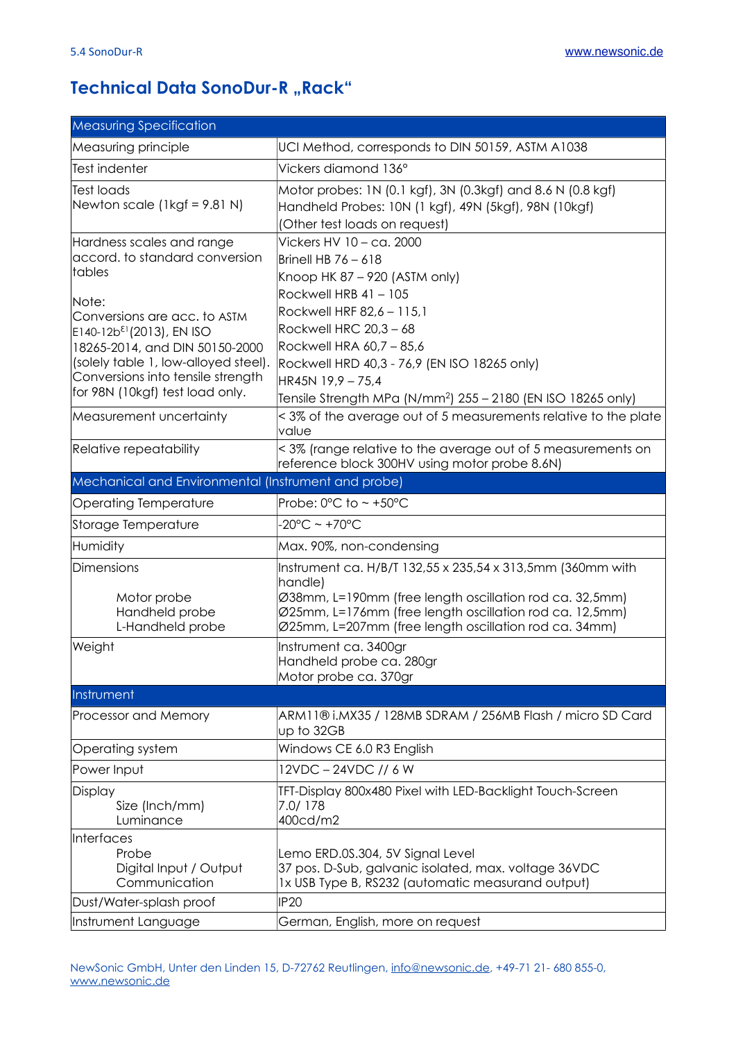# Technical Data SonoDur-R „Rack“

| | |
|---|---|
| **Measuring Specification** | |
| Measuring principle | UCI Method, corresponds to DIN 50159, ASTM A1038 |
| Test indenter | Vickers diamond 136° |
| Test loads<br>Newton scale (1kgf = 9.81 N) | Motor probes: 1N (0.1 kgf), 3N (0.3kgf) and 8.6 N (0.8 kgf)<br>Handheld Probes: 10N (1 kgf), 49N (5kgf), 98N (10kgf)<br>(Other test loads on request) |
| Hardness scales and range accord. to standard conversion tables<br><br>Note:<br>Conversions are acc. to ASTM E140-12b$^{\varepsilon 1}$(2013), EN ISO 18265-2014, and DIN 50150-2000 (solely table 1, low-alloyed steel). Conversions into tensile strength for 98N (10kgf) test load only. | Vickers HV 10 – ca. 2000<br>Brinell HB 76 – 618<br>Knoop HK 87 – 920 (ASTM only)<br>Rockwell HRB 41 – 105<br>Rockwell HRF 82,6 – 115,1<br>Rockwell HRC 20,3 – 68<br>Rockwell HRA 60,7 – 85,6<br>Rockwell HRD 40,3 - 76,9 (EN ISO 18265 only)<br>HR45N 19,9 – 75,4<br>Tensile Strength MPa (N/mm$^2$) 255 – 2180 (EN ISO 18265 only) |
| Measurement uncertainty | < 3% of the average out of 5 measurements relative to the plate value |
| Relative repeatability | < 3% (range relative to the average out of 5 measurements on reference block 300HV using motor probe 8.6N) |
| **Mechanical and Environmental (Instrument and probe)** | |
| Operating Temperature | Probe: 0°C to ~ +50°C |
| Storage Temperature | -20°C ~ +70°C |
| Humidity | Max. 90%, non-condensing |
| Dimensions<br>Motor probe<br>Handheld probe<br>L-Handheld probe | Instrument ca. H/B/T 132,55 x 235,54 x 313,5mm (360mm with handle)<br>Ø38mm, L=190mm (free length oscillation rod ca. 32,5mm)<br>Ø25mm, L=176mm (free length oscillation rod ca. 12,5mm)<br>Ø25mm, L=207mm (free length oscillation rod ca. 34mm) |
| Weight | Instrument ca. 3400gr<br>Handheld probe ca. 280gr<br>Motor probe ca. 370gr |
| **Instrument** | |
| Processor and Memory | ARM11® i.MX35 / 128MB SDRAM / 256MB Flash / micro SD Card up to 32GB |
| Operating system | Windows CE 6.0 R3 English |
| Power Input | 12VDC – 24VDC // 6 W |
| Display<br>Size (Inch/mm)<br>Luminance | TFT-Display 800x480 Pixel with LED-Backlight Touch-Screen<br>7.0/ 178<br>400cd/m2 |
| Interfaces<br>Probe<br>Digital Input / Output<br>Communication | <br>Lemo ERD.0S.304, 5V Signal Level<br>37 pos. D-Sub, galvanic isolated, max. voltage 36VDC<br>1x USB Type B, RS232 (automatic measurand output) |
| Dust/Water-splash proof | IP20 |
| Instrument Language | German, English, more on request |

NewSonic GmbH, Unter den Linden 15, D-72762 Reutlingen, info@newsonic.de, +49-71 21- 680 855-0, www.newsonic.de